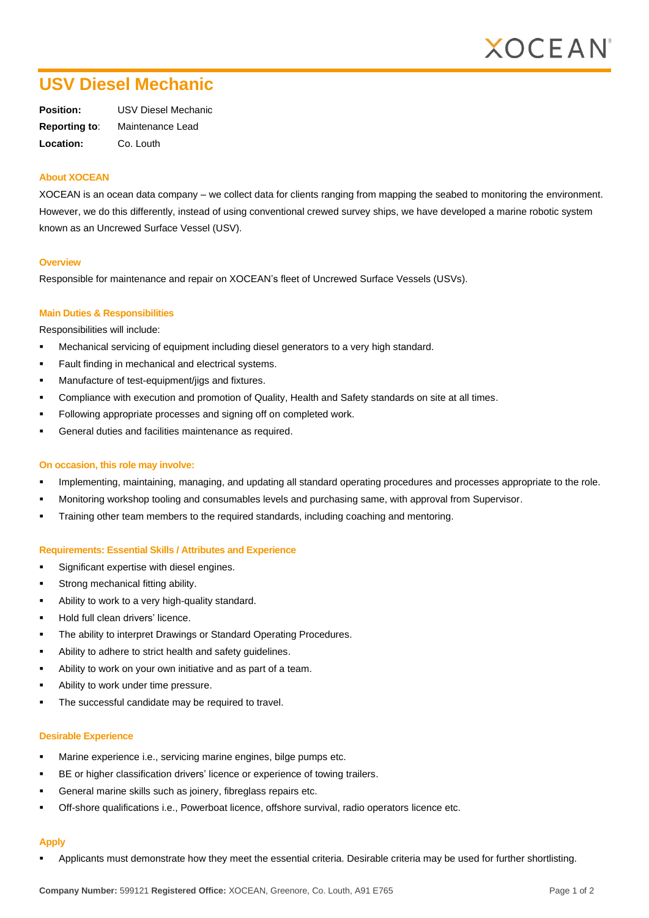# USV Diesel Mechanic

**Position:** USV Diesel Mechanic
**Reporting to**: Maintenance Lead
**Location:** Co. Louth

### About XOCEAN

XOCEAN is an ocean data company – we collect data for clients ranging from mapping the seabed to monitoring the environment. However, we do this differently, instead of using conventional crewed survey ships, we have developed a marine robotic system known as an Uncrewed Surface Vessel (USV).

### Overview

Responsible for maintenance and repair on XOCEAN's fleet of Uncrewed Surface Vessels (USVs).

### Main Duties & Responsibilities

Responsibilities will include:

- Mechanical servicing of equipment including diesel generators to a very high standard.
- Fault finding in mechanical and electrical systems.
- Manufacture of test-equipment/jigs and fixtures.
- Compliance with execution and promotion of Quality, Health and Safety standards on site at all times.
- Following appropriate processes and signing off on completed work.
- General duties and facilities maintenance as required.

### On occasion, this role may involve:

- Implementing, maintaining, managing, and updating all standard operating procedures and processes appropriate to the role.
- Monitoring workshop tooling and consumables levels and purchasing same, with approval from Supervisor.
- Training other team members to the required standards, including coaching and mentoring.

### Requirements: Essential Skills / Attributes and Experience

- Significant expertise with diesel engines.
- Strong mechanical fitting ability.
- Ability to work to a very high-quality standard.
- Hold full clean drivers' licence.
- The ability to interpret Drawings or Standard Operating Procedures.
- Ability to adhere to strict health and safety guidelines.
- Ability to work on your own initiative and as part of a team.
- Ability to work under time pressure.
- The successful candidate may be required to travel.

### Desirable Experience

- Marine experience i.e., servicing marine engines, bilge pumps etc.
- BE or higher classification drivers' licence or experience of towing trailers.
- General marine skills such as joinery, fibreglass repairs etc.
- Off-shore qualifications i.e., Powerboat licence, offshore survival, radio operators licence etc.

### Apply

- Applicants must demonstrate how they meet the essential criteria. Desirable criteria may be used for further shortlisting.

**Company Number:** 599121 **Registered Office:** XOCEAN, Greenore, Co. Louth, A91 E765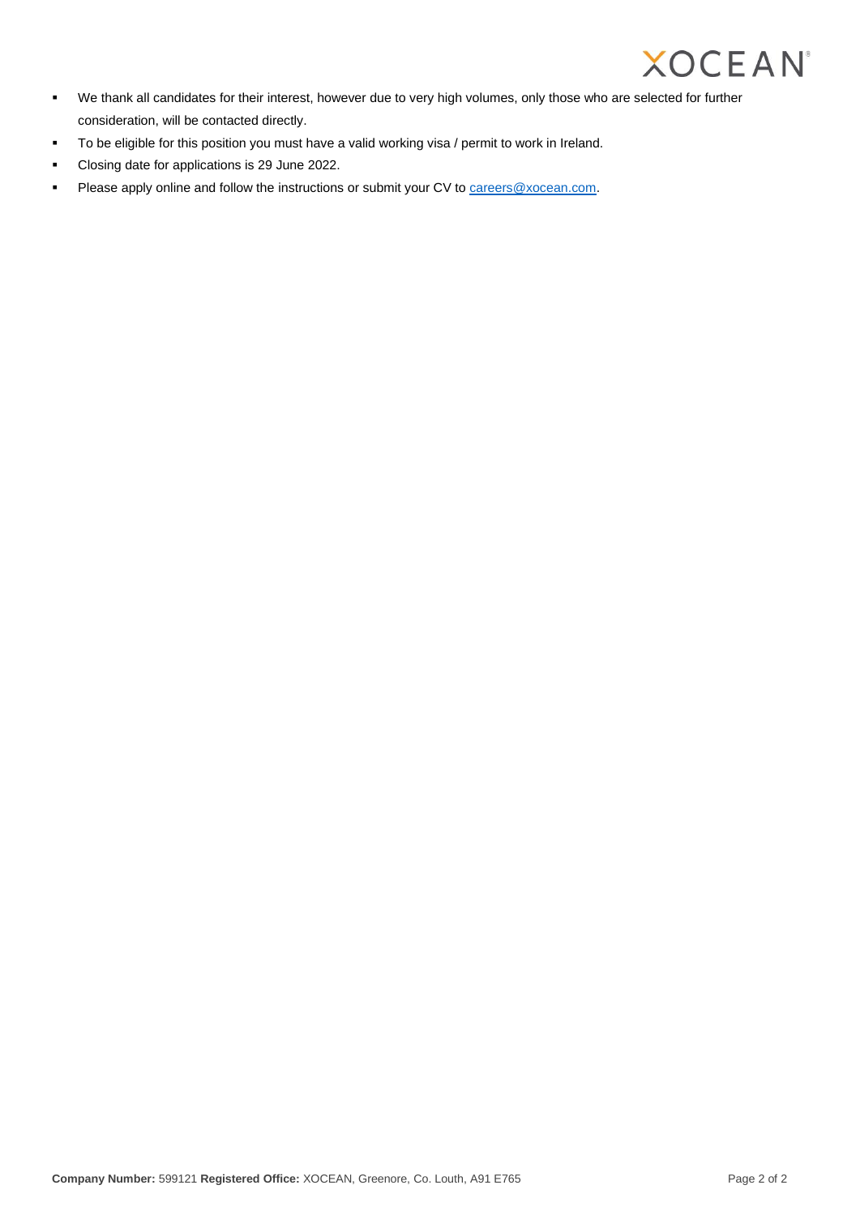- We thank all candidates for their interest, however due to very high volumes, only those who are selected for further consideration, will be contacted directly.
- To be eligible for this position you must have a valid working visa / permit to work in Ireland.
- Closing date for applications is 29 June 2022.
- Please apply online and follow the instructions or submit your CV to careers@xocean.com.